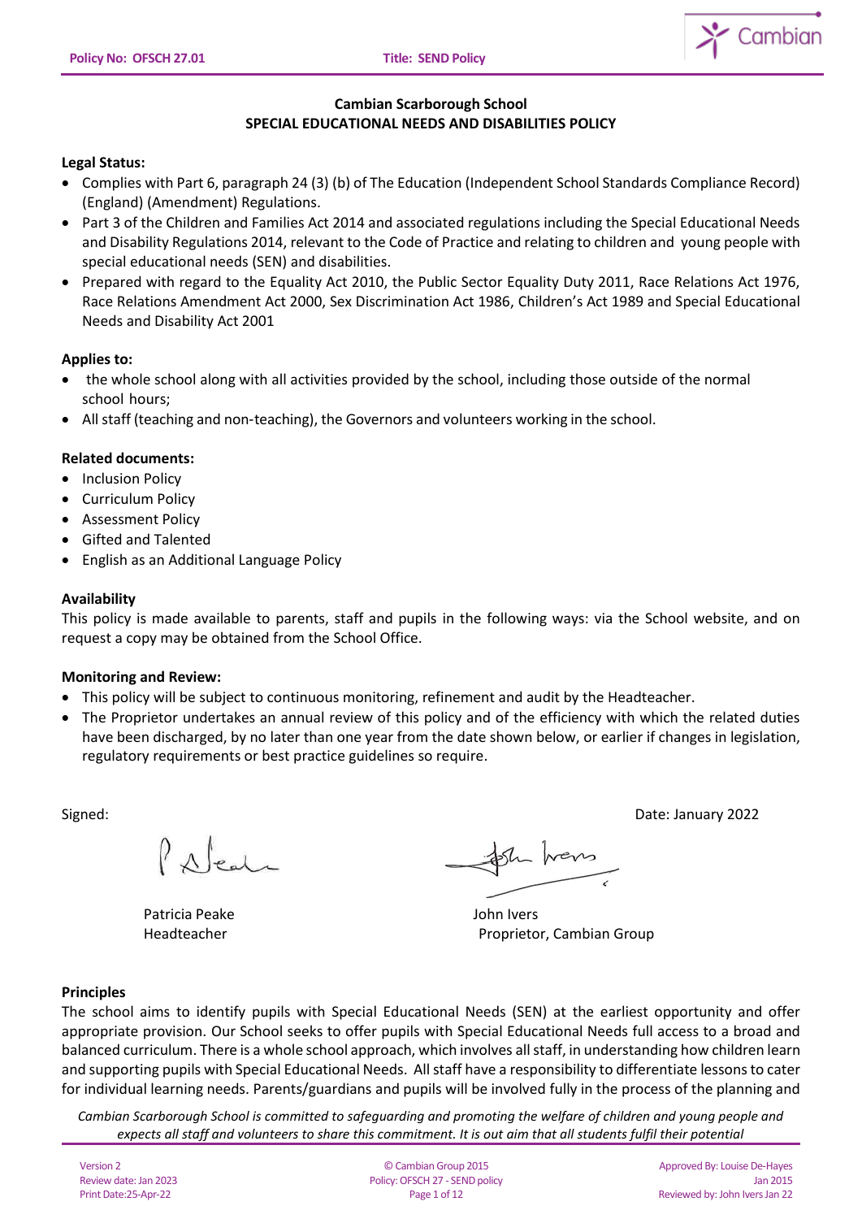# Cambian Scarborough School
## SPECIAL EDUCATIONAL NEEDS AND DISABILITIES POLICY

**Legal Status:**

- Complies with Part 6, paragraph 24 (3) (b) of The Education (Independent School Standards Compliance Record) (England) (Amendment) Regulations.
- Part 3 of the Children and Families Act 2014 and associated regulations including the Special Educational Needs and Disability Regulations 2014, relevant to the Code of Practice and relating to children and young people with special educational needs (SEN) and disabilities.
- Prepared with regard to the Equality Act 2010, the Public Sector Equality Duty 2011, Race Relations Act 1976, Race Relations Amendment Act 2000, Sex Discrimination Act 1986, Children's Act 1989 and Special Educational Needs and Disability Act 2001

**Applies to:**

- the whole school along with all activities provided by the school, including those outside of the normal school hours;
- All staff (teaching and non-teaching), the Governors and volunteers working in the school.

**Related documents:**

- Inclusion Policy
- Curriculum Policy
- Assessment Policy
- Gifted and Talented
- English as an Additional Language Policy

**Availability**

This policy is made available to parents, staff and pupils in the following ways: via the School website, and on request a copy may be obtained from the School Office.

**Monitoring and Review:**

- This policy will be subject to continuous monitoring, refinement and audit by the Headteacher.
- The Proprietor undertakes an annual review of this policy and of the efficiency with which the related duties have been discharged, by no later than one year from the date shown below, or earlier if changes in legislation, regulatory requirements or best practice guidelines so require.

Signed: Date: January 2022

Patricia Peake
Headteacher

John Ivers
Proprietor, Cambian Group

**Principles**

The school aims to identify pupils with Special Educational Needs (SEN) at the earliest opportunity and offer appropriate provision. Our School seeks to offer pupils with Special Educational Needs full access to a broad and balanced curriculum. There is a whole school approach, which involves all staff, in understanding how children learn and supporting pupils with Special Educational Needs. All staff have a responsibility to differentiate lessons to cater for individual learning needs. Parents/guardians and pupils will be involved fully in the process of the planning and

*Cambian Scarborough School is committed to safeguarding and promoting the welfare of children and young people and expects all staff and volunteers to share this commitment. It is out aim that all students fulfil their potential*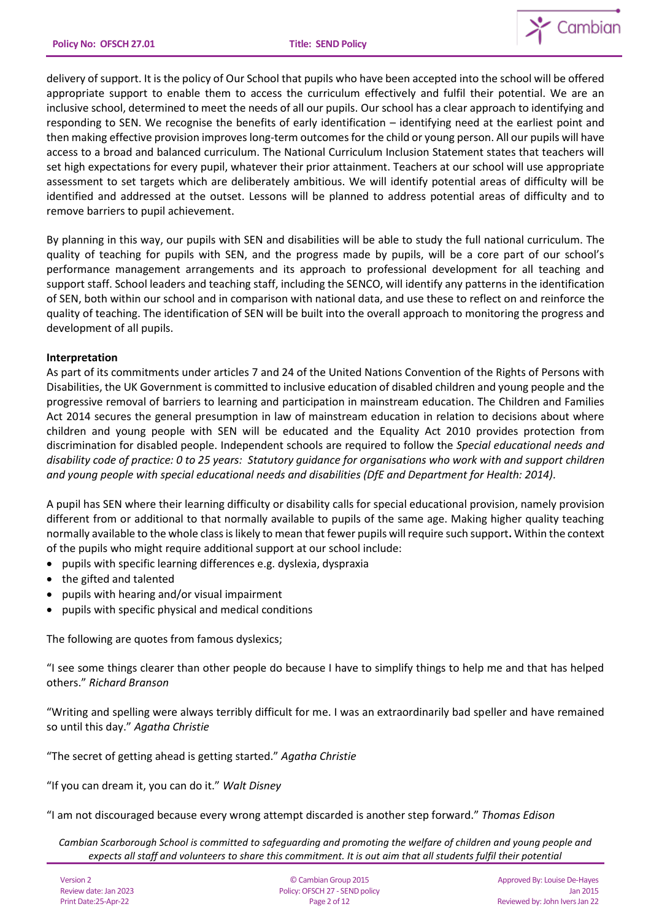delivery of support. It is the policy of Our School that pupils who have been accepted into the school will be offered appropriate support to enable them to access the curriculum effectively and fulfil their potential. We are an inclusive school, determined to meet the needs of all our pupils. Our school has a clear approach to identifying and responding to SEN. We recognise the benefits of early identification – identifying need at the earliest point and then making effective provision improves long-term outcomes for the child or young person. All our pupils will have access to a broad and balanced curriculum. The National Curriculum Inclusion Statement states that teachers will set high expectations for every pupil, whatever their prior attainment. Teachers at our school will use appropriate assessment to set targets which are deliberately ambitious. We will identify potential areas of difficulty will be identified and addressed at the outset. Lessons will be planned to address potential areas of difficulty and to remove barriers to pupil achievement.

By planning in this way, our pupils with SEN and disabilities will be able to study the full national curriculum. The quality of teaching for pupils with SEN, and the progress made by pupils, will be a core part of our school's performance management arrangements and its approach to professional development for all teaching and support staff. School leaders and teaching staff, including the SENCO, will identify any patterns in the identification of SEN, both within our school and in comparison with national data, and use these to reflect on and reinforce the quality of teaching. The identification of SEN will be built into the overall approach to monitoring the progress and development of all pupils.

**Interpretation**

As part of its commitments under articles 7 and 24 of the United Nations Convention of the Rights of Persons with Disabilities, the UK Government is committed to inclusive education of disabled children and young people and the progressive removal of barriers to learning and participation in mainstream education. The Children and Families Act 2014 secures the general presumption in law of mainstream education in relation to decisions about where children and young people with SEN will be educated and the Equality Act 2010 provides protection from discrimination for disabled people. Independent schools are required to follow the *Special educational needs and disability code of practice: 0 to 25 years: Statutory guidance for organisations who work with and support children and young people with special educational needs and disabilities (DfE and Department for Health: 2014).*

A pupil has SEN where their learning difficulty or disability calls for special educational provision, namely provision different from or additional to that normally available to pupils of the same age. Making higher quality teaching normally available to the whole class is likely to mean that fewer pupils will require such support**.** Within the context of the pupils who might require additional support at our school include:

- pupils with specific learning differences e.g. dyslexia, dyspraxia
- the gifted and talented
- pupils with hearing and/or visual impairment
- pupils with specific physical and medical conditions

The following are quotes from famous dyslexics;

"I see some things clearer than other people do because I have to simplify things to help me and that has helped others." *Richard Branson*

"Writing and spelling were always terribly difficult for me. I was an extraordinarily bad speller and have remained so until this day." *Agatha Christie*

"The secret of getting ahead is getting started." *Agatha Christie*

"If you can dream it, you can do it." *Walt Disney*

"I am not discouraged because every wrong attempt discarded is another step forward." *Thomas Edison*

*Cambian Scarborough School is committed to safeguarding and promoting the welfare of children and young people and expects all staff and volunteers to share this commitment. It is out aim that all students fulfil their potential*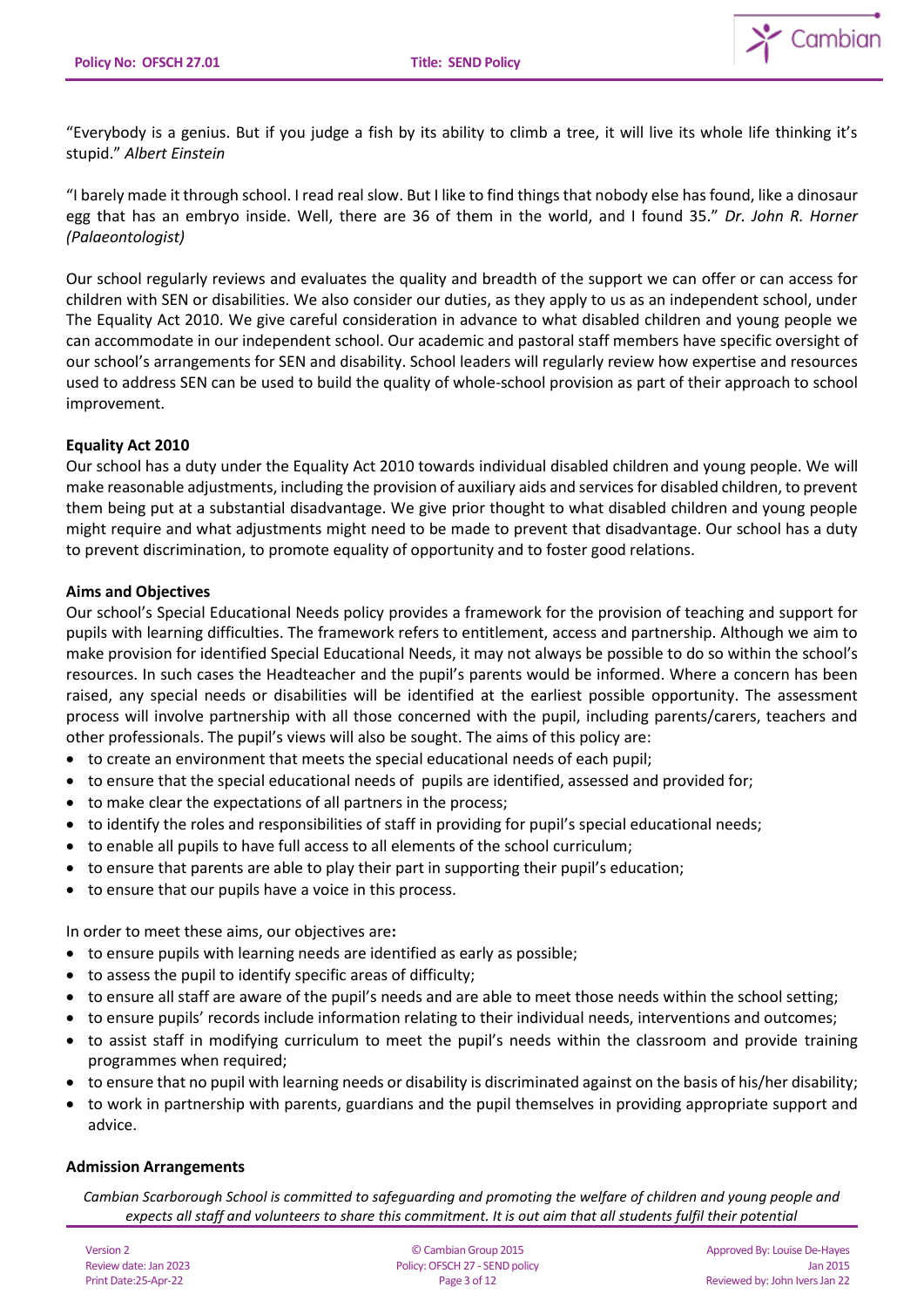"Everybody is a genius. But if you judge a fish by its ability to climb a tree, it will live its whole life thinking it's stupid." *Albert Einstein*

"I barely made it through school. I read real slow. But I like to find things that nobody else has found, like a dinosaur egg that has an embryo inside. Well, there are 36 of them in the world, and I found 35." *Dr. John R. Horner (Palaeontologist)*

Our school regularly reviews and evaluates the quality and breadth of the support we can offer or can access for children with SEN or disabilities. We also consider our duties, as they apply to us as an independent school, under The Equality Act 2010. We give careful consideration in advance to what disabled children and young people we can accommodate in our independent school. Our academic and pastoral staff members have specific oversight of our school's arrangements for SEN and disability. School leaders will regularly review how expertise and resources used to address SEN can be used to build the quality of whole-school provision as part of their approach to school improvement.

**Equality Act 2010**

Our school has a duty under the Equality Act 2010 towards individual disabled children and young people. We will make reasonable adjustments, including the provision of auxiliary aids and services for disabled children, to prevent them being put at a substantial disadvantage. We give prior thought to what disabled children and young people might require and what adjustments might need to be made to prevent that disadvantage. Our school has a duty to prevent discrimination, to promote equality of opportunity and to foster good relations.

**Aims and Objectives**

Our school's Special Educational Needs policy provides a framework for the provision of teaching and support for pupils with learning difficulties. The framework refers to entitlement, access and partnership. Although we aim to make provision for identified Special Educational Needs, it may not always be possible to do so within the school's resources. In such cases the Headteacher and the pupil's parents would be informed. Where a concern has been raised, any special needs or disabilities will be identified at the earliest possible opportunity. The assessment process will involve partnership with all those concerned with the pupil, including parents/carers, teachers and other professionals. The pupil's views will also be sought. The aims of this policy are:

- to create an environment that meets the special educational needs of each pupil;
- to ensure that the special educational needs of pupils are identified, assessed and provided for;
- to make clear the expectations of all partners in the process;
- to identify the roles and responsibilities of staff in providing for pupil's special educational needs;
- to enable all pupils to have full access to all elements of the school curriculum;
- to ensure that parents are able to play their part in supporting their pupil's education;
- to ensure that our pupils have a voice in this process.

In order to meet these aims, our objectives are**:**

- to ensure pupils with learning needs are identified as early as possible;
- to assess the pupil to identify specific areas of difficulty;
- to ensure all staff are aware of the pupil's needs and are able to meet those needs within the school setting;
- to ensure pupils' records include information relating to their individual needs, interventions and outcomes;
- to assist staff in modifying curriculum to meet the pupil's needs within the classroom and provide training programmes when required;
- to ensure that no pupil with learning needs or disability is discriminated against on the basis of his/her disability;
- to work in partnership with parents, guardians and the pupil themselves in providing appropriate support and advice.

**Admission Arrangements**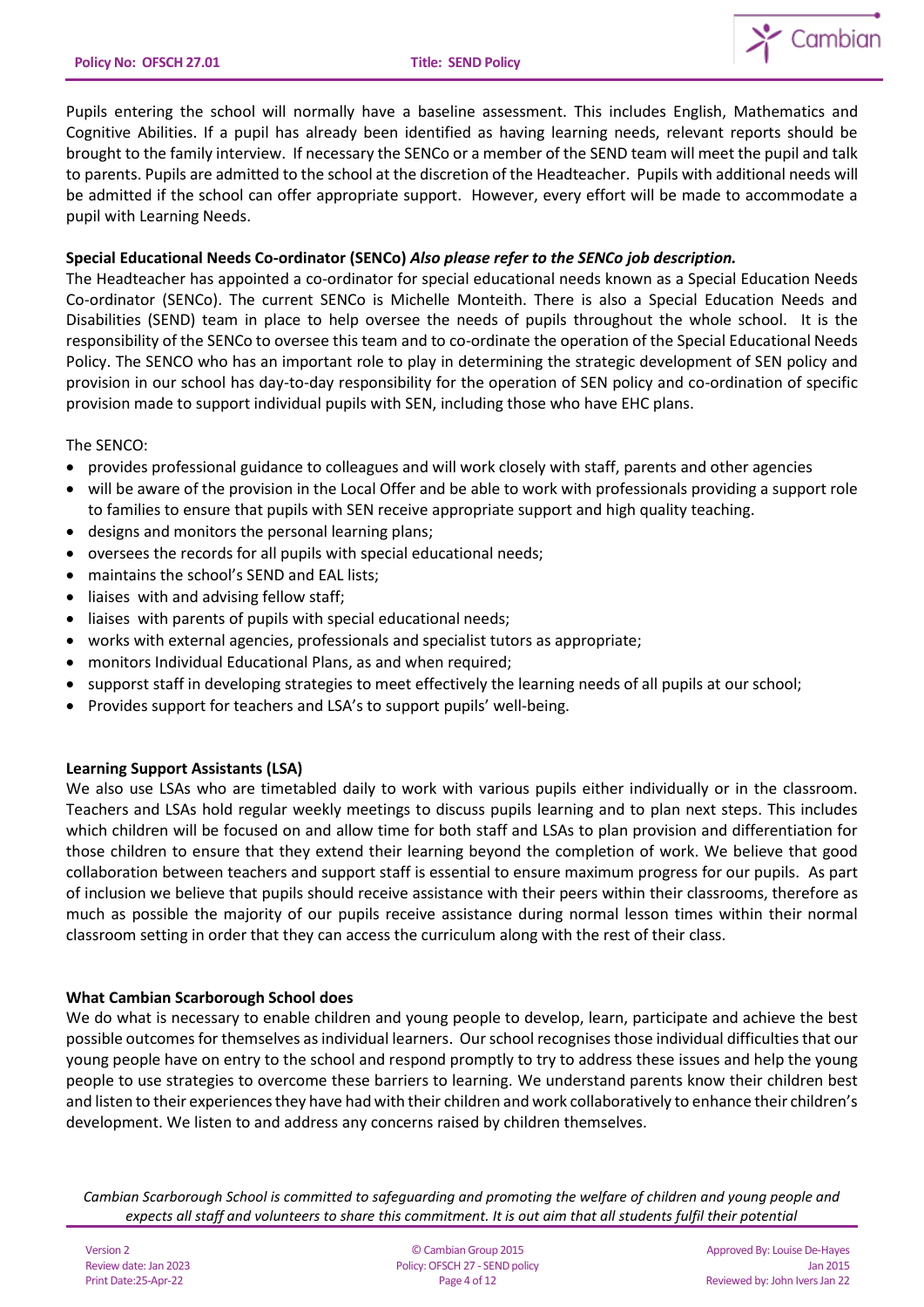Pupils entering the school will normally have a baseline assessment. This includes English, Mathematics and Cognitive Abilities. If a pupil has already been identified as having learning needs, relevant reports should be brought to the family interview. If necessary the SENCo or a member of the SEND team will meet the pupil and talk to parents. Pupils are admitted to the school at the discretion of the Headteacher. Pupils with additional needs will be admitted if the school can offer appropriate support. However, every effort will be made to accommodate a pupil with Learning Needs.

**Special Educational Needs Co-ordinator (SENCo)** ***Also please refer to the SENCo job description.***

The Headteacher has appointed a co-ordinator for special educational needs known as a Special Education Needs Co-ordinator (SENCo). The current SENCo is Michelle Monteith. There is also a Special Education Needs and Disabilities (SEND) team in place to help oversee the needs of pupils throughout the whole school. It is the responsibility of the SENCo to oversee this team and to co-ordinate the operation of the Special Educational Needs Policy. The SENCO who has an important role to play in determining the strategic development of SEN policy and provision in our school has day-to-day responsibility for the operation of SEN policy and co-ordination of specific provision made to support individual pupils with SEN, including those who have EHC plans.

The SENCO:

- provides professional guidance to colleagues and will work closely with staff, parents and other agencies
- will be aware of the provision in the Local Offer and be able to work with professionals providing a support role to families to ensure that pupils with SEN receive appropriate support and high quality teaching.
- designs and monitors the personal learning plans;
- oversees the records for all pupils with special educational needs;
- maintains the school's SEND and EAL lists;
- liaises with and advising fellow staff;
- liaises with parents of pupils with special educational needs;
- works with external agencies, professionals and specialist tutors as appropriate;
- monitors Individual Educational Plans, as and when required;
- supporst staff in developing strategies to meet effectively the learning needs of all pupils at our school;
- Provides support for teachers and LSA's to support pupils' well-being.

**Learning Support Assistants (LSA)**

We also use LSAs who are timetabled daily to work with various pupils either individually or in the classroom. Teachers and LSAs hold regular weekly meetings to discuss pupils learning and to plan next steps. This includes which children will be focused on and allow time for both staff and LSAs to plan provision and differentiation for those children to ensure that they extend their learning beyond the completion of work. We believe that good collaboration between teachers and support staff is essential to ensure maximum progress for our pupils. As part of inclusion we believe that pupils should receive assistance with their peers within their classrooms, therefore as much as possible the majority of our pupils receive assistance during normal lesson times within their normal classroom setting in order that they can access the curriculum along with the rest of their class.

**What Cambian Scarborough School does**

We do what is necessary to enable children and young people to develop, learn, participate and achieve the best possible outcomes for themselves as individual learners. Our school recognises those individual difficulties that our young people have on entry to the school and respond promptly to try to address these issues and help the young people to use strategies to overcome these barriers to learning. We understand parents know their children best and listen to their experiences they have had with their children and work collaboratively to enhance their children's development. We listen to and address any concerns raised by children themselves.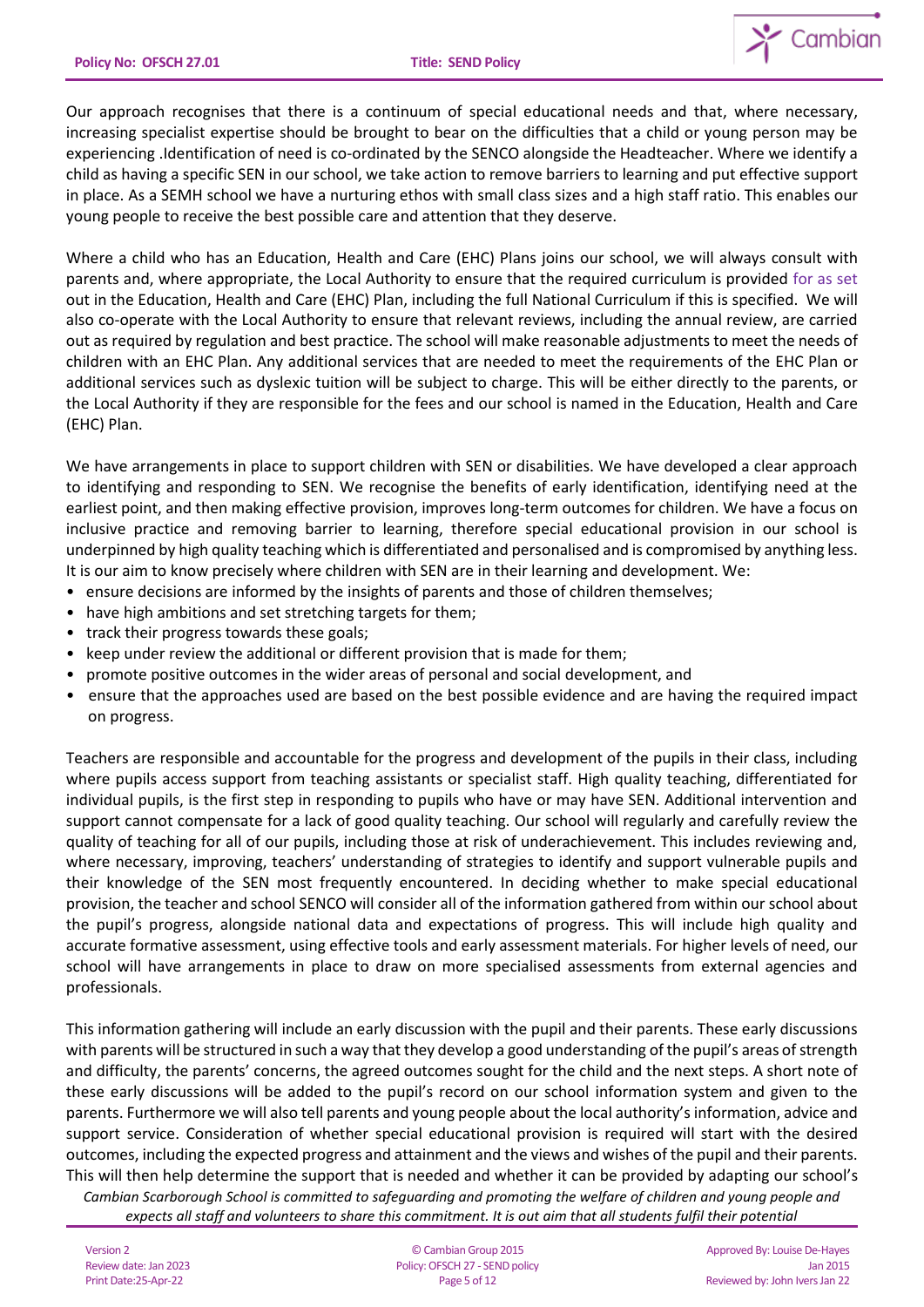Our approach recognises that there is a continuum of special educational needs and that, where necessary, increasing specialist expertise should be brought to bear on the difficulties that a child or young person may be experiencing .Identification of need is co-ordinated by the SENCO alongside the Headteacher. Where we identify a child as having a specific SEN in our school, we take action to remove barriers to learning and put effective support in place. As a SEMH school we have a nurturing ethos with small class sizes and a high staff ratio. This enables our young people to receive the best possible care and attention that they deserve.

Where a child who has an Education, Health and Care (EHC) Plans joins our school, we will always consult with parents and, where appropriate, the Local Authority to ensure that the required curriculum is provided for as set out in the Education, Health and Care (EHC) Plan, including the full National Curriculum if this is specified. We will also co-operate with the Local Authority to ensure that relevant reviews, including the annual review, are carried out as required by regulation and best practice. The school will make reasonable adjustments to meet the needs of children with an EHC Plan. Any additional services that are needed to meet the requirements of the EHC Plan or additional services such as dyslexic tuition will be subject to charge. This will be either directly to the parents, or the Local Authority if they are responsible for the fees and our school is named in the Education, Health and Care (EHC) Plan.

We have arrangements in place to support children with SEN or disabilities. We have developed a clear approach to identifying and responding to SEN. We recognise the benefits of early identification, identifying need at the earliest point, and then making effective provision, improves long-term outcomes for children. We have a focus on inclusive practice and removing barrier to learning, therefore special educational provision in our school is underpinned by high quality teaching which is differentiated and personalised and is compromised by anything less. It is our aim to know precisely where children with SEN are in their learning and development. We:

- ensure decisions are informed by the insights of parents and those of children themselves;
- have high ambitions and set stretching targets for them;
- track their progress towards these goals;
- keep under review the additional or different provision that is made for them;
- promote positive outcomes in the wider areas of personal and social development, and
- ensure that the approaches used are based on the best possible evidence and are having the required impact on progress.

Teachers are responsible and accountable for the progress and development of the pupils in their class, including where pupils access support from teaching assistants or specialist staff. High quality teaching, differentiated for individual pupils, is the first step in responding to pupils who have or may have SEN. Additional intervention and support cannot compensate for a lack of good quality teaching. Our school will regularly and carefully review the quality of teaching for all of our pupils, including those at risk of underachievement. This includes reviewing and, where necessary, improving, teachers' understanding of strategies to identify and support vulnerable pupils and their knowledge of the SEN most frequently encountered. In deciding whether to make special educational provision, the teacher and school SENCO will consider all of the information gathered from within our school about the pupil's progress, alongside national data and expectations of progress. This will include high quality and accurate formative assessment, using effective tools and early assessment materials. For higher levels of need, our school will have arrangements in place to draw on more specialised assessments from external agencies and professionals.

This information gathering will include an early discussion with the pupil and their parents. These early discussions with parents will be structured in such a way that they develop a good understanding of the pupil's areas of strength and difficulty, the parents' concerns, the agreed outcomes sought for the child and the next steps. A short note of these early discussions will be added to the pupil's record on our school information system and given to the parents. Furthermore we will also tell parents and young people about the local authority's information, advice and support service. Consideration of whether special educational provision is required will start with the desired outcomes, including the expected progress and attainment and the views and wishes of the pupil and their parents. This will then help determine the support that is needed and whether it can be provided by adapting our school's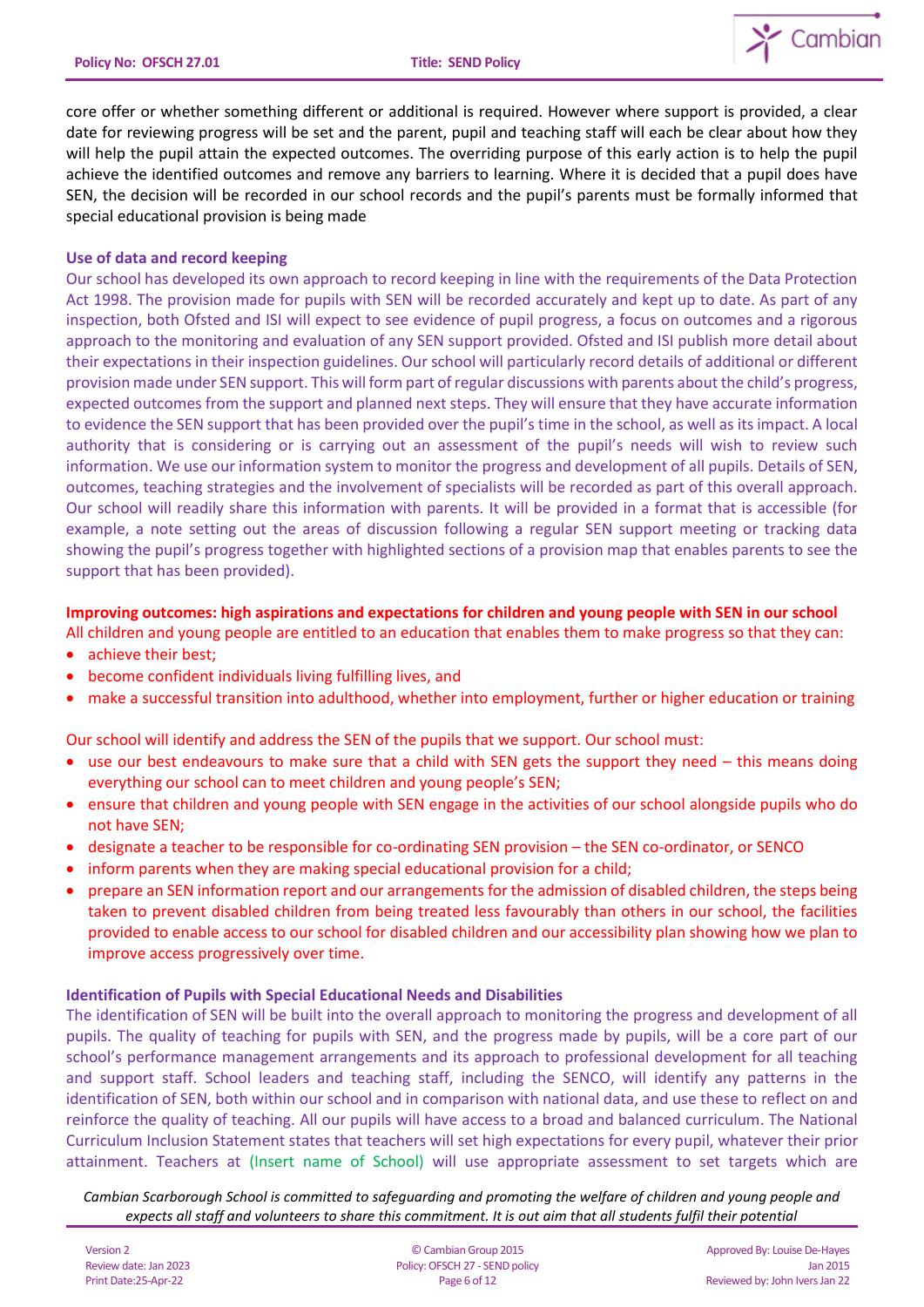core offer or whether something different or additional is required. However where support is provided, a clear date for reviewing progress will be set and the parent, pupil and teaching staff will each be clear about how they will help the pupil attain the expected outcomes. The overriding purpose of this early action is to help the pupil achieve the identified outcomes and remove any barriers to learning. Where it is decided that a pupil does have SEN, the decision will be recorded in our school records and the pupil's parents must be formally informed that special educational provision is being made

**Use of data and record keeping**

Our school has developed its own approach to record keeping in line with the requirements of the Data Protection Act 1998. The provision made for pupils with SEN will be recorded accurately and kept up to date. As part of any inspection, both Ofsted and ISI will expect to see evidence of pupil progress, a focus on outcomes and a rigorous approach to the monitoring and evaluation of any SEN support provided. Ofsted and ISI publish more detail about their expectations in their inspection guidelines. Our school will particularly record details of additional or different provision made under SEN support. This will form part of regular discussions with parents about the child's progress, expected outcomes from the support and planned next steps. They will ensure that they have accurate information to evidence the SEN support that has been provided over the pupil's time in the school, as well as its impact. A local authority that is considering or is carrying out an assessment of the pupil's needs will wish to review such information. We use our information system to monitor the progress and development of all pupils. Details of SEN, outcomes, teaching strategies and the involvement of specialists will be recorded as part of this overall approach. Our school will readily share this information with parents. It will be provided in a format that is accessible (for example, a note setting out the areas of discussion following a regular SEN support meeting or tracking data showing the pupil's progress together with highlighted sections of a provision map that enables parents to see the support that has been provided).

**Improving outcomes: high aspirations and expectations for children and young people with SEN in our school**

All children and young people are entitled to an education that enables them to make progress so that they can:

- achieve their best;
- become confident individuals living fulfilling lives, and
- make a successful transition into adulthood, whether into employment, further or higher education or training

Our school will identify and address the SEN of the pupils that we support. Our school must:

- use our best endeavours to make sure that a child with SEN gets the support they need – this means doing everything our school can to meet children and young people's SEN;
- ensure that children and young people with SEN engage in the activities of our school alongside pupils who do not have SEN;
- designate a teacher to be responsible for co-ordinating SEN provision – the SEN co-ordinator, or SENCO
- inform parents when they are making special educational provision for a child;
- prepare an SEN information report and our arrangements for the admission of disabled children, the steps being taken to prevent disabled children from being treated less favourably than others in our school, the facilities provided to enable access to our school for disabled children and our accessibility plan showing how we plan to improve access progressively over time.

**Identification of Pupils with Special Educational Needs and Disabilities**

The identification of SEN will be built into the overall approach to monitoring the progress and development of all pupils. The quality of teaching for pupils with SEN, and the progress made by pupils, will be a core part of our school's performance management arrangements and its approach to professional development for all teaching and support staff. School leaders and teaching staff, including the SENCO, will identify any patterns in the identification of SEN, both within our school and in comparison with national data, and use these to reflect on and reinforce the quality of teaching. All our pupils will have access to a broad and balanced curriculum. The National Curriculum Inclusion Statement states that teachers will set high expectations for every pupil, whatever their prior attainment. Teachers at (Insert name of School) will use appropriate assessment to set targets which are

*Cambian Scarborough School is committed to safeguarding and promoting the welfare of children and young people and expects all staff and volunteers to share this commitment. It is out aim that all students fulfil their potential*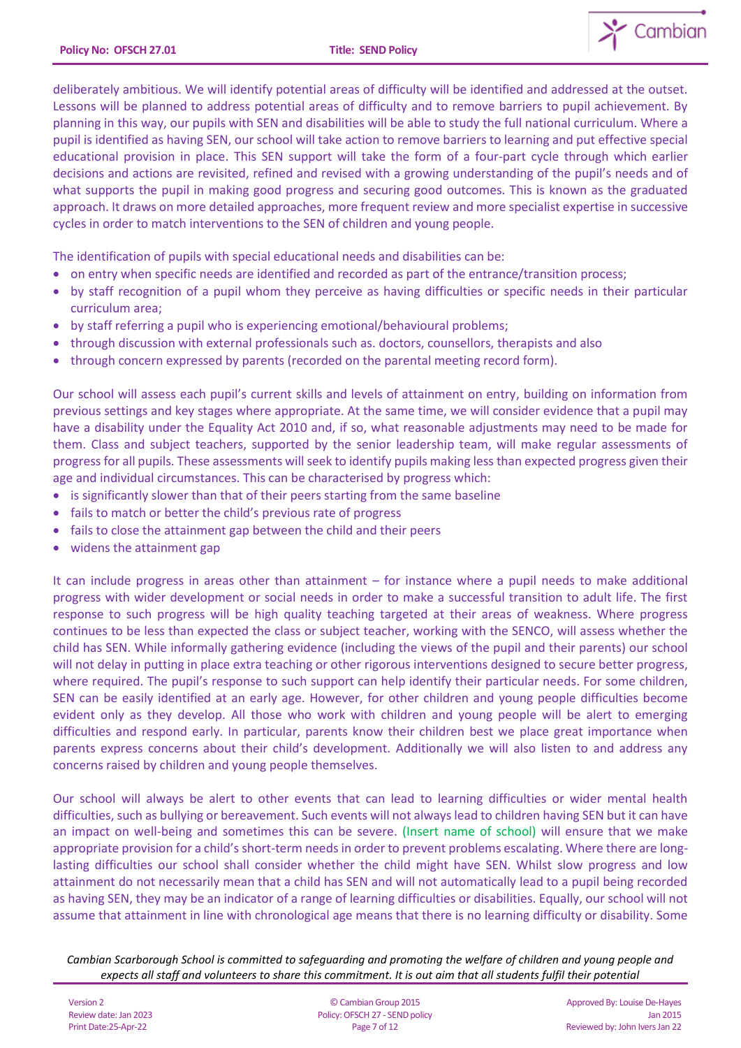deliberately ambitious. We will identify potential areas of difficulty will be identified and addressed at the outset. Lessons will be planned to address potential areas of difficulty and to remove barriers to pupil achievement. By planning in this way, our pupils with SEN and disabilities will be able to study the full national curriculum. Where a pupil is identified as having SEN, our school will take action to remove barriers to learning and put effective special educational provision in place. This SEN support will take the form of a four-part cycle through which earlier decisions and actions are revisited, refined and revised with a growing understanding of the pupil's needs and of what supports the pupil in making good progress and securing good outcomes. This is known as the graduated approach. It draws on more detailed approaches, more frequent review and more specialist expertise in successive cycles in order to match interventions to the SEN of children and young people.

The identification of pupils with special educational needs and disabilities can be:

- on entry when specific needs are identified and recorded as part of the entrance/transition process;
- by staff recognition of a pupil whom they perceive as having difficulties or specific needs in their particular curriculum area;
- by staff referring a pupil who is experiencing emotional/behavioural problems;
- through discussion with external professionals such as. doctors, counsellors, therapists and also
- through concern expressed by parents (recorded on the parental meeting record form).

Our school will assess each pupil's current skills and levels of attainment on entry, building on information from previous settings and key stages where appropriate. At the same time, we will consider evidence that a pupil may have a disability under the Equality Act 2010 and, if so, what reasonable adjustments may need to be made for them. Class and subject teachers, supported by the senior leadership team, will make regular assessments of progress for all pupils. These assessments will seek to identify pupils making less than expected progress given their age and individual circumstances. This can be characterised by progress which:

- is significantly slower than that of their peers starting from the same baseline
- fails to match or better the child's previous rate of progress
- fails to close the attainment gap between the child and their peers
- widens the attainment gap

It can include progress in areas other than attainment – for instance where a pupil needs to make additional progress with wider development or social needs in order to make a successful transition to adult life. The first response to such progress will be high quality teaching targeted at their areas of weakness. Where progress continues to be less than expected the class or subject teacher, working with the SENCO, will assess whether the child has SEN. While informally gathering evidence (including the views of the pupil and their parents) our school will not delay in putting in place extra teaching or other rigorous interventions designed to secure better progress, where required. The pupil's response to such support can help identify their particular needs. For some children, SEN can be easily identified at an early age. However, for other children and young people difficulties become evident only as they develop. All those who work with children and young people will be alert to emerging difficulties and respond early. In particular, parents know their children best we place great importance when parents express concerns about their child's development. Additionally we will also listen to and address any concerns raised by children and young people themselves.

Our school will always be alert to other events that can lead to learning difficulties or wider mental health difficulties, such as bullying or bereavement. Such events will not always lead to children having SEN but it can have an impact on well-being and sometimes this can be severe. (Insert name of school) will ensure that we make appropriate provision for a child's short-term needs in order to prevent problems escalating. Where there are long-lasting difficulties our school shall consider whether the child might have SEN. Whilst slow progress and low attainment do not necessarily mean that a child has SEN and will not automatically lead to a pupil being recorded as having SEN, they may be an indicator of a range of learning difficulties or disabilities. Equally, our school will not assume that attainment in line with chronological age means that there is no learning difficulty or disability. Some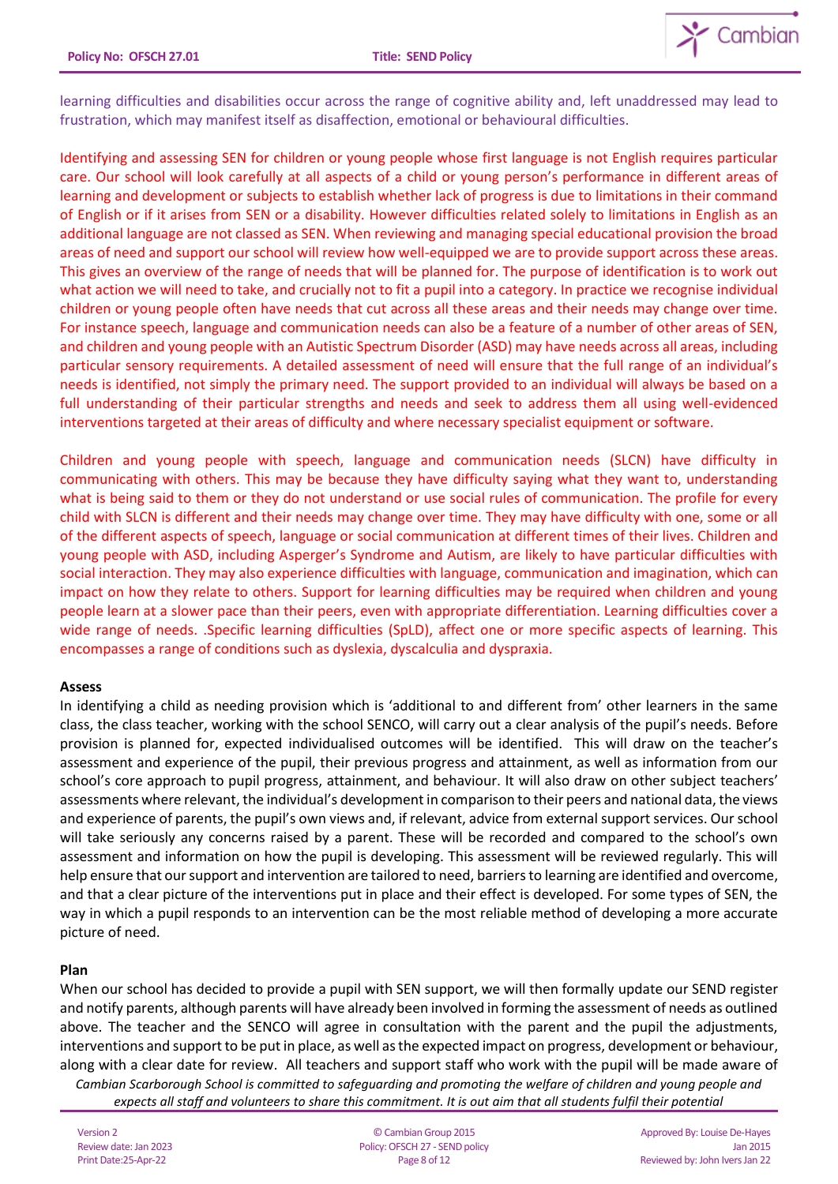learning difficulties and disabilities occur across the range of cognitive ability and, left unaddressed may lead to frustration, which may manifest itself as disaffection, emotional or behavioural difficulties.

Identifying and assessing SEN for children or young people whose first language is not English requires particular care. Our school will look carefully at all aspects of a child or young person's performance in different areas of learning and development or subjects to establish whether lack of progress is due to limitations in their command of English or if it arises from SEN or a disability. However difficulties related solely to limitations in English as an additional language are not classed as SEN. When reviewing and managing special educational provision the broad areas of need and support our school will review how well-equipped we are to provide support across these areas. This gives an overview of the range of needs that will be planned for. The purpose of identification is to work out what action we will need to take, and crucially not to fit a pupil into a category. In practice we recognise individual children or young people often have needs that cut across all these areas and their needs may change over time. For instance speech, language and communication needs can also be a feature of a number of other areas of SEN, and children and young people with an Autistic Spectrum Disorder (ASD) may have needs across all areas, including particular sensory requirements. A detailed assessment of need will ensure that the full range of an individual's needs is identified, not simply the primary need. The support provided to an individual will always be based on a full understanding of their particular strengths and needs and seek to address them all using well-evidenced interventions targeted at their areas of difficulty and where necessary specialist equipment or software.

Children and young people with speech, language and communication needs (SLCN) have difficulty in communicating with others. This may be because they have difficulty saying what they want to, understanding what is being said to them or they do not understand or use social rules of communication. The profile for every child with SLCN is different and their needs may change over time. They may have difficulty with one, some or all of the different aspects of speech, language or social communication at different times of their lives. Children and young people with ASD, including Asperger's Syndrome and Autism, are likely to have particular difficulties with social interaction. They may also experience difficulties with language, communication and imagination, which can impact on how they relate to others. Support for learning difficulties may be required when children and young people learn at a slower pace than their peers, even with appropriate differentiation. Learning difficulties cover a wide range of needs. .Specific learning difficulties (SpLD), affect one or more specific aspects of learning. This encompasses a range of conditions such as dyslexia, dyscalculia and dyspraxia.

**Assess**

In identifying a child as needing provision which is 'additional to and different from' other learners in the same class, the class teacher, working with the school SENCO, will carry out a clear analysis of the pupil's needs. Before provision is planned for, expected individualised outcomes will be identified. This will draw on the teacher's assessment and experience of the pupil, their previous progress and attainment, as well as information from our school's core approach to pupil progress, attainment, and behaviour. It will also draw on other subject teachers' assessments where relevant, the individual's development in comparison to their peers and national data, the views and experience of parents, the pupil's own views and, if relevant, advice from external support services. Our school will take seriously any concerns raised by a parent. These will be recorded and compared to the school's own assessment and information on how the pupil is developing. This assessment will be reviewed regularly. This will help ensure that our support and intervention are tailored to need, barriers to learning are identified and overcome, and that a clear picture of the interventions put in place and their effect is developed. For some types of SEN, the way in which a pupil responds to an intervention can be the most reliable method of developing a more accurate picture of need.

**Plan**

When our school has decided to provide a pupil with SEN support, we will then formally update our SEND register and notify parents, although parents will have already been involved in forming the assessment of needs as outlined above. The teacher and the SENCO will agree in consultation with the parent and the pupil the adjustments, interventions and support to be put in place, as well as the expected impact on progress, development or behaviour, along with a clear date for review. All teachers and support staff who work with the pupil will be made aware of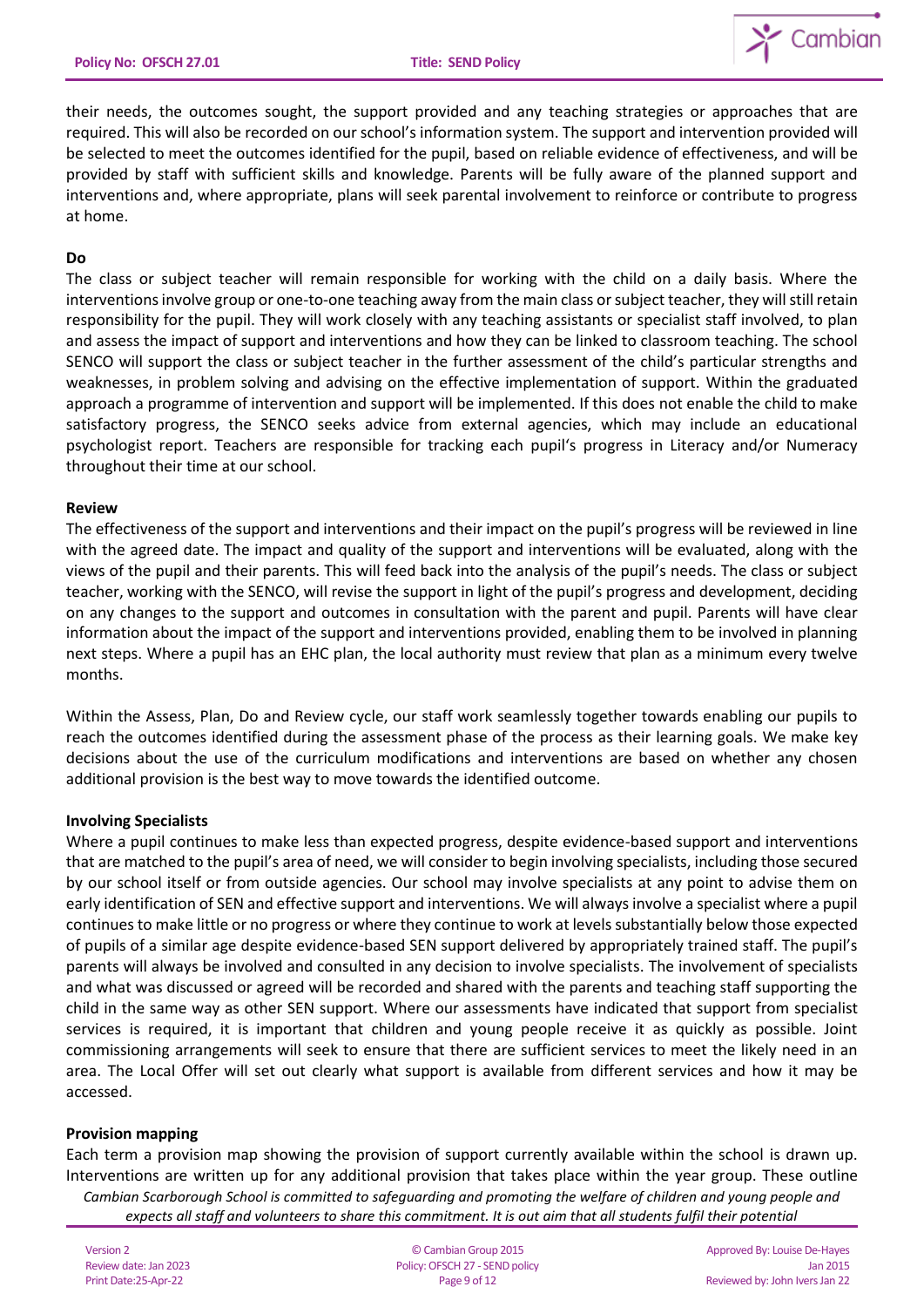their needs, the outcomes sought, the support provided and any teaching strategies or approaches that are required. This will also be recorded on our school's information system. The support and intervention provided will be selected to meet the outcomes identified for the pupil, based on reliable evidence of effectiveness, and will be provided by staff with sufficient skills and knowledge. Parents will be fully aware of the planned support and interventions and, where appropriate, plans will seek parental involvement to reinforce or contribute to progress at home.

**Do**

The class or subject teacher will remain responsible for working with the child on a daily basis. Where the interventions involve group or one-to-one teaching away from the main class or subject teacher, they will still retain responsibility for the pupil. They will work closely with any teaching assistants or specialist staff involved, to plan and assess the impact of support and interventions and how they can be linked to classroom teaching. The school SENCO will support the class or subject teacher in the further assessment of the child's particular strengths and weaknesses, in problem solving and advising on the effective implementation of support. Within the graduated approach a programme of intervention and support will be implemented. If this does not enable the child to make satisfactory progress, the SENCO seeks advice from external agencies, which may include an educational psychologist report. Teachers are responsible for tracking each pupil's progress in Literacy and/or Numeracy throughout their time at our school.

**Review**

The effectiveness of the support and interventions and their impact on the pupil's progress will be reviewed in line with the agreed date. The impact and quality of the support and interventions will be evaluated, along with the views of the pupil and their parents. This will feed back into the analysis of the pupil's needs. The class or subject teacher, working with the SENCO, will revise the support in light of the pupil's progress and development, deciding on any changes to the support and outcomes in consultation with the parent and pupil. Parents will have clear information about the impact of the support and interventions provided, enabling them to be involved in planning next steps. Where a pupil has an EHC plan, the local authority must review that plan as a minimum every twelve months.

Within the Assess, Plan, Do and Review cycle, our staff work seamlessly together towards enabling our pupils to reach the outcomes identified during the assessment phase of the process as their learning goals. We make key decisions about the use of the curriculum modifications and interventions are based on whether any chosen additional provision is the best way to move towards the identified outcome.

**Involving Specialists**

Where a pupil continues to make less than expected progress, despite evidence-based support and interventions that are matched to the pupil's area of need, we will consider to begin involving specialists, including those secured by our school itself or from outside agencies. Our school may involve specialists at any point to advise them on early identification of SEN and effective support and interventions. We will always involve a specialist where a pupil continues to make little or no progress or where they continue to work at levels substantially below those expected of pupils of a similar age despite evidence-based SEN support delivered by appropriately trained staff. The pupil's parents will always be involved and consulted in any decision to involve specialists. The involvement of specialists and what was discussed or agreed will be recorded and shared with the parents and teaching staff supporting the child in the same way as other SEN support. Where our assessments have indicated that support from specialist services is required, it is important that children and young people receive it as quickly as possible. Joint commissioning arrangements will seek to ensure that there are sufficient services to meet the likely need in an area. The Local Offer will set out clearly what support is available from different services and how it may be accessed.

**Provision mapping**

Each term a provision map showing the provision of support currently available within the school is drawn up. Interventions are written up for any additional provision that takes place within the year group. These outline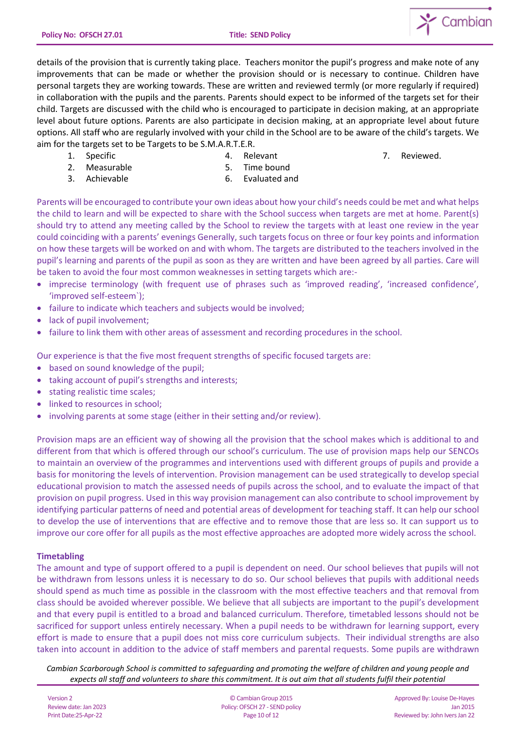details of the provision that is currently taking place. Teachers monitor the pupil's progress and make note of any improvements that can be made or whether the provision should or is necessary to continue. Children have personal targets they are working towards. These are written and reviewed termly (or more regularly if required) in collaboration with the pupils and the parents. Parents should expect to be informed of the targets set for their child. Targets are discussed with the child who is encouraged to participate in decision making, at an appropriate level about future options. Parents are also participate in decision making, at an appropriate level about future options. All staff who are regularly involved with your child in the School are to be aware of the child's targets. We aim for the targets set to be Targets to be S.M.A.R.T.E.R.

1. Specific
2. Measurable
3. Achievable
4. Relevant
5. Time bound
6. Evaluated and
7. Reviewed.

Parents will be encouraged to contribute your own ideas about how your child's needs could be met and what helps the child to learn and will be expected to share with the School success when targets are met at home. Parent(s) should try to attend any meeting called by the School to review the targets with at least one review in the year could coinciding with a parents' evenings Generally, such targets focus on three or four key points and information on how these targets will be worked on and with whom. The targets are distributed to the teachers involved in the pupil's learning and parents of the pupil as soon as they are written and have been agreed by all parties. Care will be taken to avoid the four most common weaknesses in setting targets which are:-

- imprecise terminology (with frequent use of phrases such as 'improved reading', 'increased confidence', 'improved self-esteem`);
- failure to indicate which teachers and subjects would be involved;
- lack of pupil involvement;
- failure to link them with other areas of assessment and recording procedures in the school.

Our experience is that the five most frequent strengths of specific focused targets are:

- based on sound knowledge of the pupil;
- taking account of pupil's strengths and interests;
- stating realistic time scales;
- linked to resources in school;
- involving parents at some stage (either in their setting and/or review).

Provision maps are an efficient way of showing all the provision that the school makes which is additional to and different from that which is offered through our school's curriculum. The use of provision maps help our SENCOs to maintain an overview of the programmes and interventions used with different groups of pupils and provide a basis for monitoring the levels of intervention. Provision management can be used strategically to develop special educational provision to match the assessed needs of pupils across the school, and to evaluate the impact of that provision on pupil progress. Used in this way provision management can also contribute to school improvement by identifying particular patterns of need and potential areas of development for teaching staff. It can help our school to develop the use of interventions that are effective and to remove those that are less so. It can support us to improve our core offer for all pupils as the most effective approaches are adopted more widely across the school.

**Timetabling**

The amount and type of support offered to a pupil is dependent on need. Our school believes that pupils will not be withdrawn from lessons unless it is necessary to do so. Our school believes that pupils with additional needs should spend as much time as possible in the classroom with the most effective teachers and that removal from class should be avoided wherever possible. We believe that all subjects are important to the pupil's development and that every pupil is entitled to a broad and balanced curriculum. Therefore, timetabled lessons should not be sacrificed for support unless entirely necessary. When a pupil needs to be withdrawn for learning support, every effort is made to ensure that a pupil does not miss core curriculum subjects. Their individual strengths are also taken into account in addition to the advice of staff members and parental requests. Some pupils are withdrawn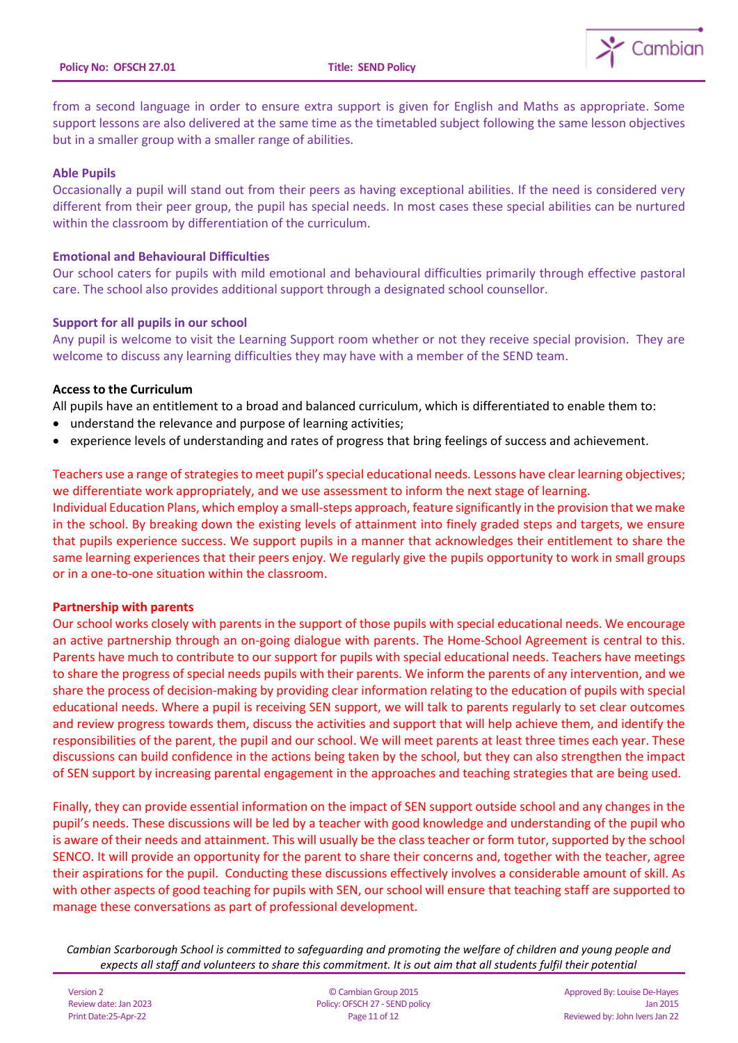from a second language in order to ensure extra support is given for English and Maths as appropriate. Some support lessons are also delivered at the same time as the timetabled subject following the same lesson objectives but in a smaller group with a smaller range of abilities.

**Able Pupils**

Occasionally a pupil will stand out from their peers as having exceptional abilities. If the need is considered very different from their peer group, the pupil has special needs. In most cases these special abilities can be nurtured within the classroom by differentiation of the curriculum.

**Emotional and Behavioural Difficulties**

Our school caters for pupils with mild emotional and behavioural difficulties primarily through effective pastoral care. The school also provides additional support through a designated school counsellor.

**Support for all pupils in our school**

Any pupil is welcome to visit the Learning Support room whether or not they receive special provision. They are welcome to discuss any learning difficulties they may have with a member of the SEND team.

**Access to the Curriculum**

All pupils have an entitlement to a broad and balanced curriculum, which is differentiated to enable them to:

- understand the relevance and purpose of learning activities;
- experience levels of understanding and rates of progress that bring feelings of success and achievement.

Teachers use a range of strategies to meet pupil's special educational needs. Lessons have clear learning objectives; we differentiate work appropriately, and we use assessment to inform the next stage of learning.
Individual Education Plans, which employ a small-steps approach, feature significantly in the provision that we make in the school. By breaking down the existing levels of attainment into finely graded steps and targets, we ensure that pupils experience success. We support pupils in a manner that acknowledges their entitlement to share the same learning experiences that their peers enjoy. We regularly give the pupils opportunity to work in small groups or in a one-to-one situation within the classroom.

**Partnership with parents**

Our school works closely with parents in the support of those pupils with special educational needs. We encourage an active partnership through an on-going dialogue with parents. The Home-School Agreement is central to this. Parents have much to contribute to our support for pupils with special educational needs. Teachers have meetings to share the progress of special needs pupils with their parents. We inform the parents of any intervention, and we share the process of decision-making by providing clear information relating to the education of pupils with special educational needs. Where a pupil is receiving SEN support, we will talk to parents regularly to set clear outcomes and review progress towards them, discuss the activities and support that will help achieve them, and identify the responsibilities of the parent, the pupil and our school. We will meet parents at least three times each year. These discussions can build confidence in the actions being taken by the school, but they can also strengthen the impact of SEN support by increasing parental engagement in the approaches and teaching strategies that are being used.

Finally, they can provide essential information on the impact of SEN support outside school and any changes in the pupil's needs. These discussions will be led by a teacher with good knowledge and understanding of the pupil who is aware of their needs and attainment. This will usually be the class teacher or form tutor, supported by the school SENCO. It will provide an opportunity for the parent to share their concerns and, together with the teacher, agree their aspirations for the pupil. Conducting these discussions effectively involves a considerable amount of skill. As with other aspects of good teaching for pupils with SEN, our school will ensure that teaching staff are supported to manage these conversations as part of professional development.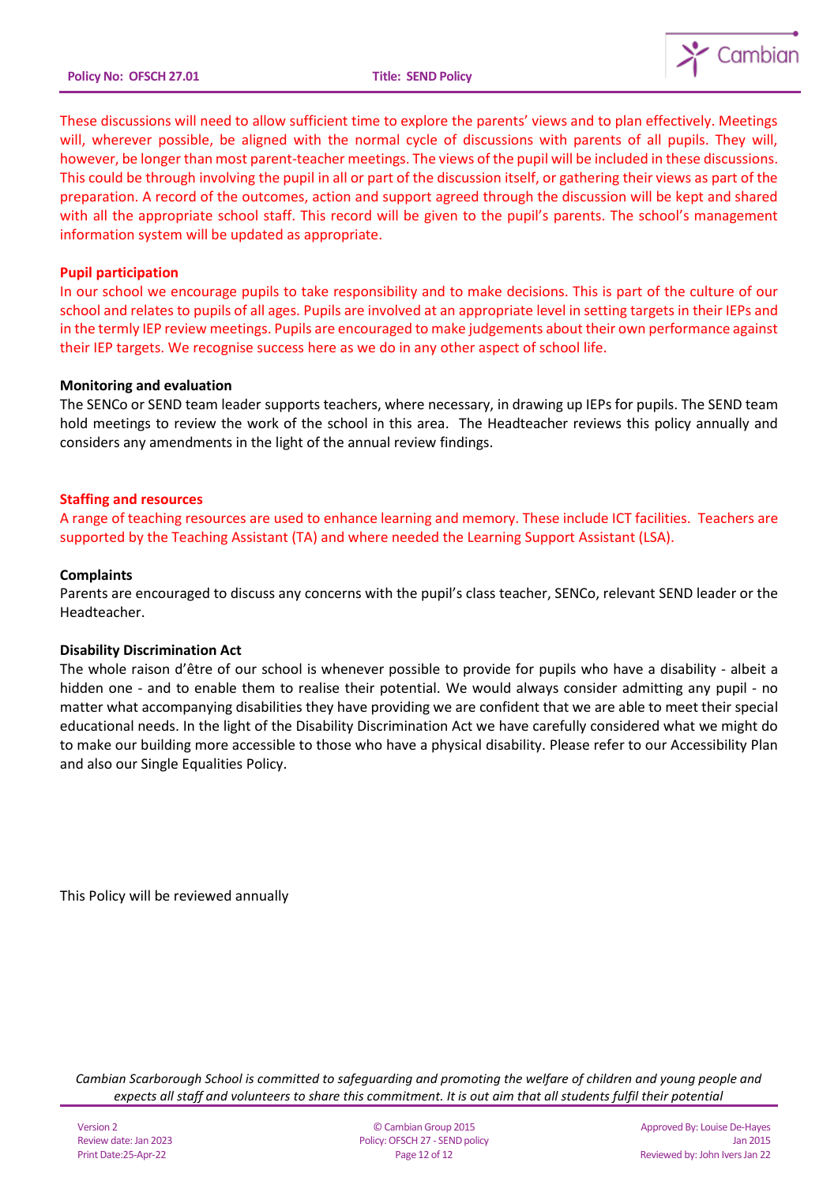These discussions will need to allow sufficient time to explore the parents' views and to plan effectively. Meetings will, wherever possible, be aligned with the normal cycle of discussions with parents of all pupils. They will, however, be longer than most parent-teacher meetings. The views of the pupil will be included in these discussions. This could be through involving the pupil in all or part of the discussion itself, or gathering their views as part of the preparation. A record of the outcomes, action and support agreed through the discussion will be kept and shared with all the appropriate school staff. This record will be given to the pupil's parents. The school's management information system will be updated as appropriate.

**Pupil participation**

In our school we encourage pupils to take responsibility and to make decisions. This is part of the culture of our school and relates to pupils of all ages. Pupils are involved at an appropriate level in setting targets in their IEPs and in the termly IEP review meetings. Pupils are encouraged to make judgements about their own performance against their IEP targets. We recognise success here as we do in any other aspect of school life.

**Monitoring and evaluation**

The SENCo or SEND team leader supports teachers, where necessary, in drawing up IEPs for pupils. The SEND team hold meetings to review the work of the school in this area. The Headteacher reviews this policy annually and considers any amendments in the light of the annual review findings.

**Staffing and resources**

A range of teaching resources are used to enhance learning and memory. These include ICT facilities. Teachers are supported by the Teaching Assistant (TA) and where needed the Learning Support Assistant (LSA).

**Complaints**

Parents are encouraged to discuss any concerns with the pupil's class teacher, SENCo, relevant SEND leader or the Headteacher.

**Disability Discrimination Act**

The whole raison d'être of our school is whenever possible to provide for pupils who have a disability - albeit a hidden one - and to enable them to realise their potential. We would always consider admitting any pupil - no matter what accompanying disabilities they have providing we are confident that we are able to meet their special educational needs. In the light of the Disability Discrimination Act we have carefully considered what we might do to make our building more accessible to those who have a physical disability. Please refer to our Accessibility Plan and also our Single Equalities Policy.

This Policy will be reviewed annually